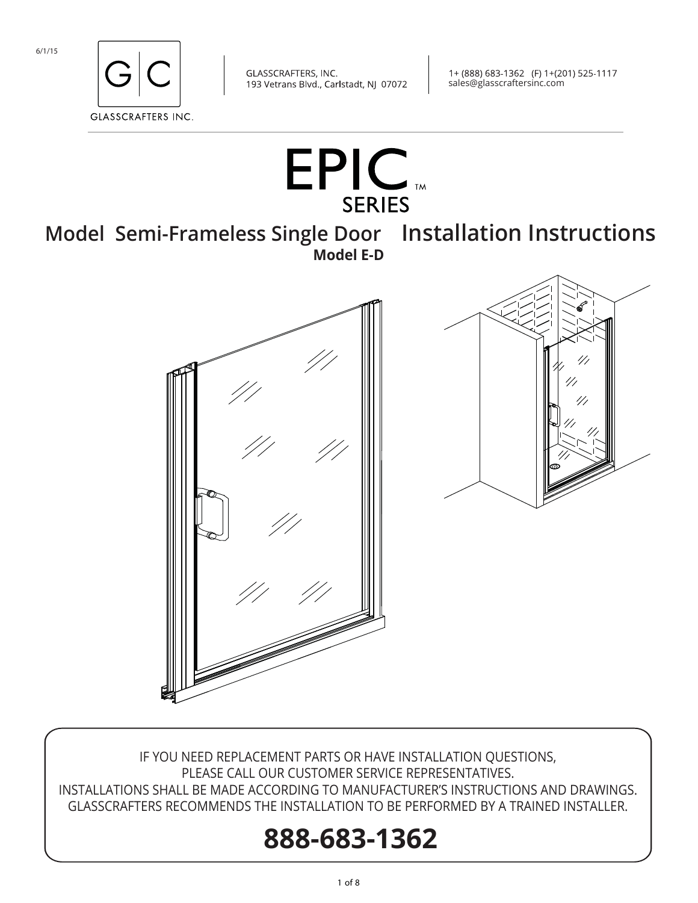6/1/15

G|C

GLASSCRAFTERS INC.

GLASSCRAFTERS, INC.
193 Vetrans Blvd., Carlstadt, NJ 07072

1+ (888) 683-1362 (F) 1+(201) 525-1117
sales@glasscraftersinc.com

# EPIC™ SERIES

## Model Semi-Frameless Single Door Installation Instructions

**Model E-D**

IF YOU NEED REPLACEMENT PARTS OR HAVE INSTALLATION QUESTIONS,
PLEASE CALL OUR CUSTOMER SERVICE REPRESENTATIVES.
INSTALLATIONS SHALL BE MADE ACCORDING TO MANUFACTURER'S INSTRUCTIONS AND DRAWINGS.
GLASSCRAFTERS RECOMMENDS THE INSTALLATION TO BE PERFORMED BY A TRAINED INSTALLER.

# 888-683-1362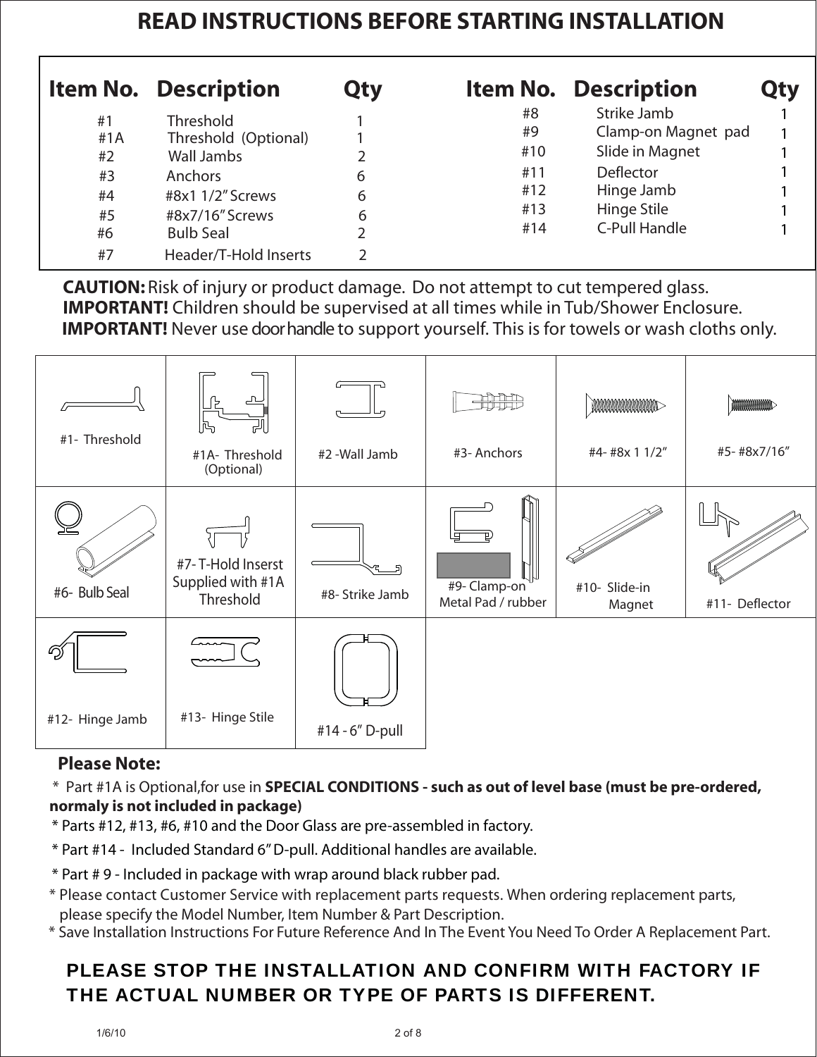# READ INSTRUCTIONS BEFORE STARTING INSTALLATION

| Item No. | Description | Qty |
|---|---|---|
| #1 | Threshold | 1 |
| #1A | Threshold (Optional) | 1 |
| #2 | Wall Jambs | 2 |
| #3 | Anchors | 6 |
| #4 | #8x1 1/2" Screws | 6 |
| #5 | #8x7/16" Screws | 6 |
| #6 | Bulb Seal | 2 |
| #7 | Header/T-Hold Inserts | 2 |
| #8 | Strike Jamb | 1 |
| #9 | Clamp-on Magnet pad | 1 |
| #10 | Slide in Magnet | 1 |
| #11 | Deflector | 1 |
| #12 | Hinge Jamb | 1 |
| #13 | Hinge Stile | 1 |
| #14 | C-Pull Handle | 1 |

**CAUTION:** Risk of injury or product damage. Do not attempt to cut tempered glass.

**IMPORTANT!** Children should be supervised at all times while in Tub/Shower Enclosure.

**IMPORTANT!** Never use door handle to support yourself. This is for towels or wash cloths only.

| | | | | | |
|---|---|---|---|---|---|
| #1- Threshold | #1A- Threshold (Optional) | #2 -Wall Jamb | #3- Anchors | #4- #8x 1 1/2" | #5- #8x7/16" |
| #6- Bulb Seal | #7- T-Hold Inserst Supplied with #1A Threshold | #8- Strike Jamb | #9- Clamp-on Metal Pad / rubber | #10- Slide-in Magnet | #11- Deflector |
| #12- Hinge Jamb | #13- Hinge Stile | #14 - 6" D-pull | | | |

**Please Note:**

\* Part #1A is Optional,for use in **SPECIAL CONDITIONS - such as out of level base (must be pre-ordered, normaly is not included in package)**

\* Parts #12, #13, #6, #10 and the Door Glass are pre-assembled in factory.

\* Part #14 - Included Standard 6" D-pull. Additional handles are available.

\* Part # 9 - Included in package with wrap around black rubber pad.

\* Please contact Customer Service with replacement parts requests. When ordering replacement parts, please specify the Model Number, Item Number & Part Description.

\* Save Installation Instructions For Future Reference And In The Event You Need To Order A Replacement Part.

**PLEASE STOP THE INSTALLATION AND CONFIRM WITH FACTORY IF THE ACTUAL NUMBER OR TYPE OF PARTS IS DIFFERENT.**

1/6/10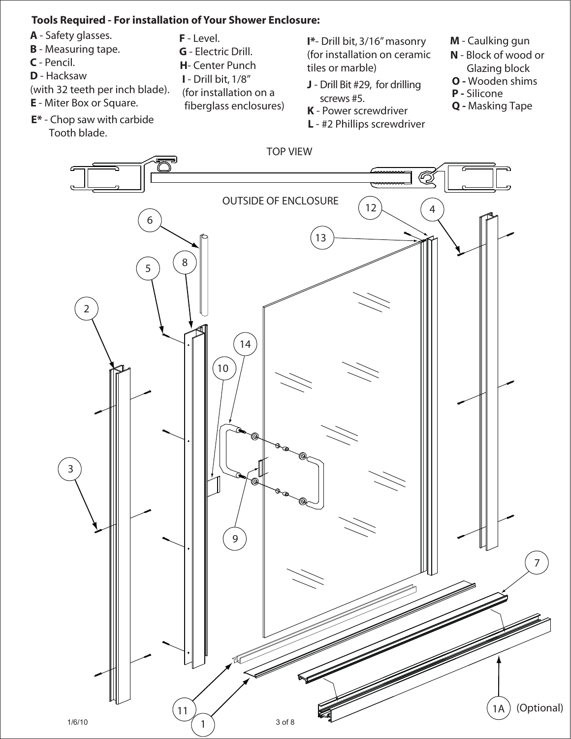**Tools Required - For installation of Your Shower Enclosure:**

**A** - Safety glasses.
**B** - Measuring tape.
**C** - Pencil.
**D** - Hacksaw
(with 32 teeth per inch blade).
**E** - Miter Box or Square.
**E*** - Chop saw with carbide Tooth blade.

**F** - Level.
**G** - Electric Drill.
**H**- Center Punch
**I** - Drill bit, 1/8" (for installation on a fiberglass enclosures)

**I***- Drill bit, 3/16" masonry (for installation on ceramic tiles or marble)
**J** - Drill Bit #29, for drilling screws #5.
**K** - Power screwdriver
**L** - #2 Phillips screwdriver

**M** - Caulking gun
**N** - Block of wood or Glazing block
**O -** Wooden shims
**P -** Silicone
**Q -** Masking Tape

TOP VIEW

OUTSIDE OF ENCLOSURE

1, 1A (Optional), 2, 3, 4, 5, 6, 7, 8, 9, 10, 11, 12, 13, 14

1/6/10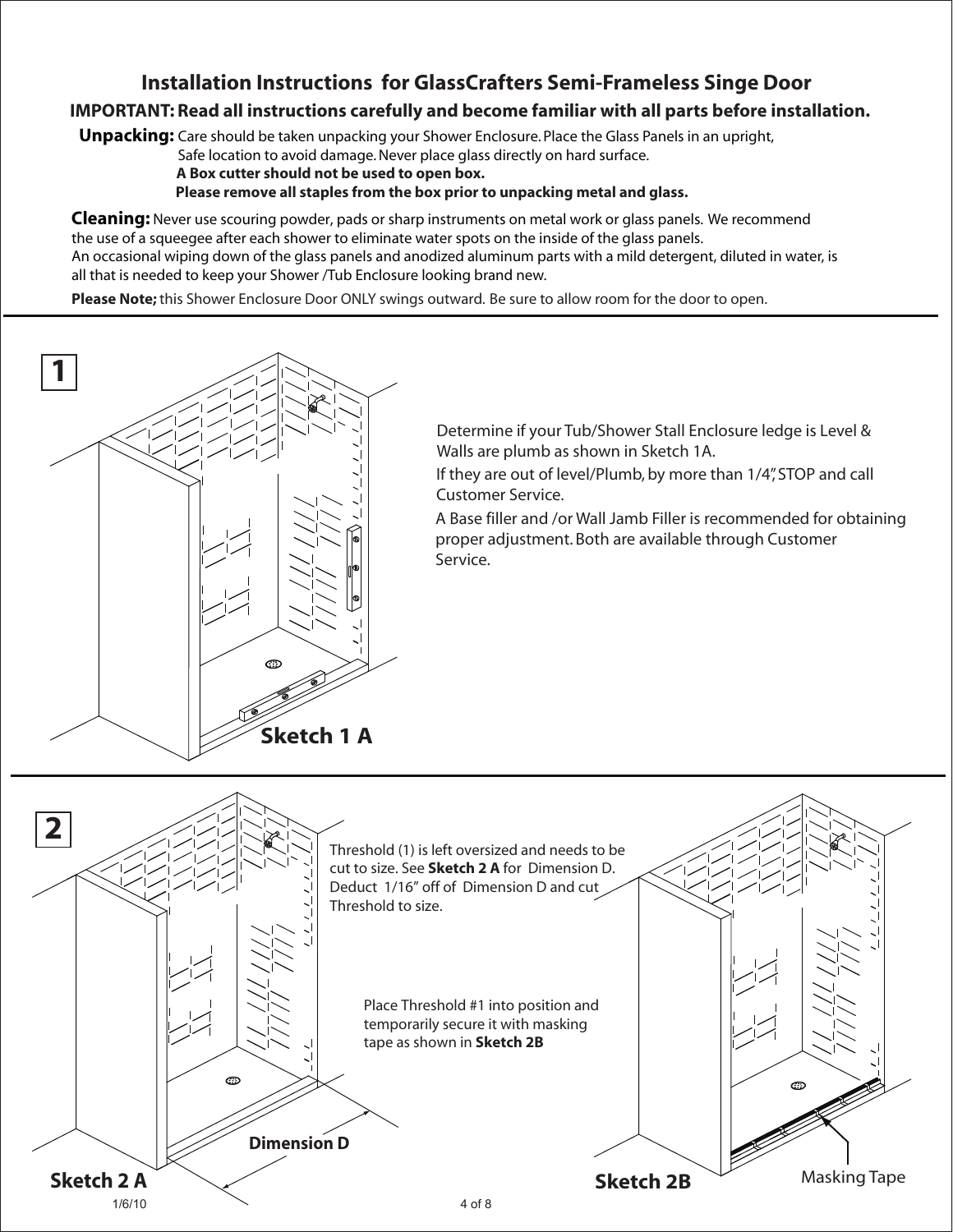# Installation Instructions for GlassCrafters Semi-Frameless Singe Door

**IMPORTANT: Read all instructions carefully and become familiar with all parts before installation.**

**Unpacking:** Care should be taken unpacking your Shower Enclosure. Place the Glass Panels in an upright, Safe location to avoid damage. Never place glass directly on hard surface.
**A Box cutter should not be used to open box.**
**Please remove all staples from the box prior to unpacking metal and glass.**

**Cleaning:** Never use scouring powder, pads or sharp instruments on metal work or glass panels. We recommend the use of a squeegee after each shower to eliminate water spots on the inside of the glass panels.
An occasional wiping down of the glass panels and anodized aluminum parts with a mild detergent, diluted in water, is all that is needed to keep your Shower /Tub Enclosure looking brand new.

**Please Note;** this Shower Enclosure Door ONLY swings outward. Be sure to allow room for the door to open.

## 1

Determine if your Tub/Shower Stall Enclosure ledge is Level & Walls are plumb as shown in Sketch 1A.

If they are out of level/Plumb, by more than 1/4", STOP and call Customer Service.

A Base filler and /or Wall Jamb Filler is recommended for obtaining proper adjustment. Both are available through Customer Service.

**Sketch 1 A**

## 2

Threshold (1) is left oversized and needs to be cut to size. See **Sketch 2 A** for Dimension D. Deduct 1/16" off of Dimension D and cut Threshold to size.

Place Threshold #1 into position and temporarily secure it with masking tape as shown in **Sketch 2B**

**Dimension D**

**Sketch 2 A**

**Sketch 2B**

Masking Tape

1/6/10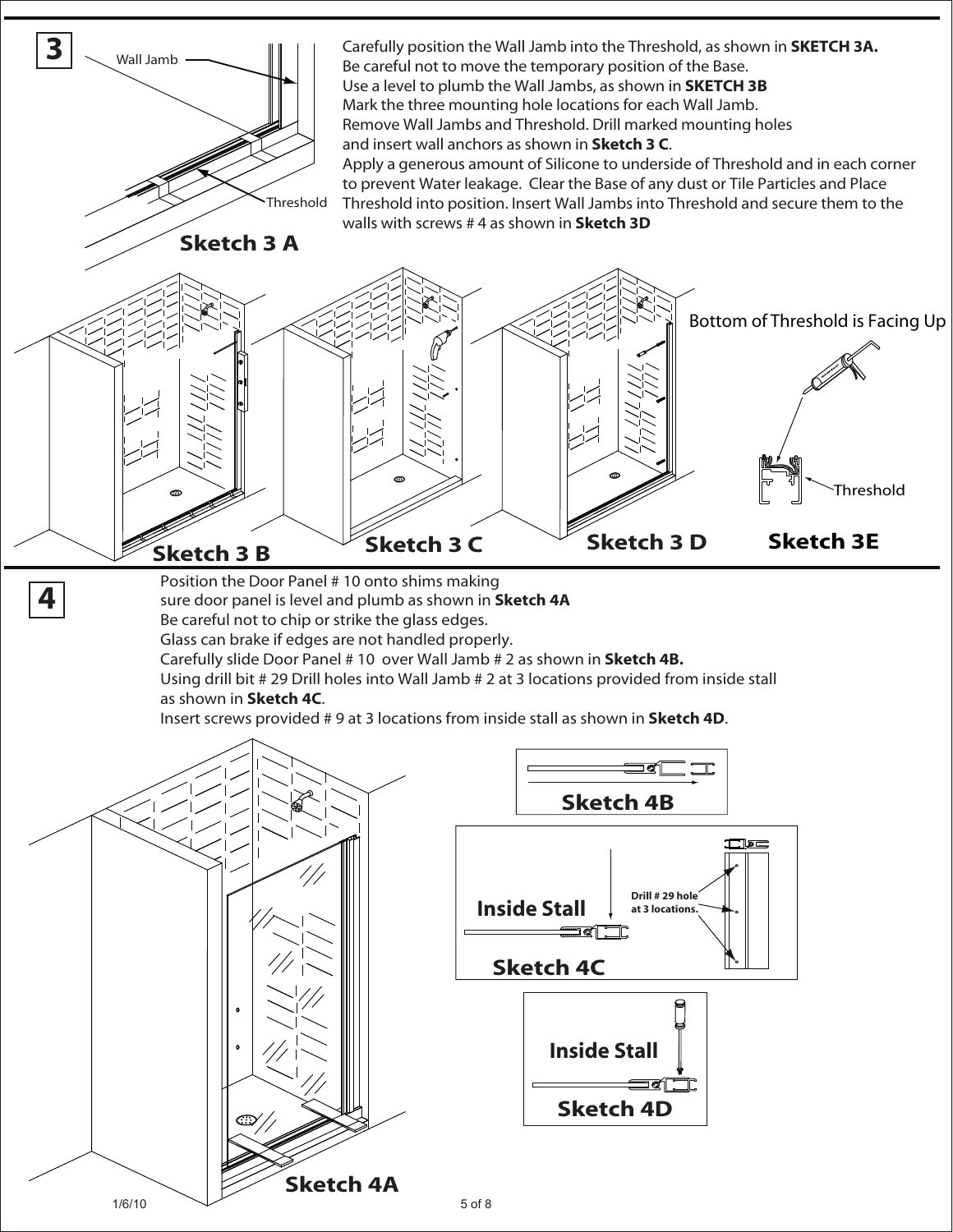## 3

Carefully position the Wall Jamb into the Threshold, as shown in **SKETCH 3A.**
Be careful not to move the temporary position of the Base.
Use a level to plumb the Wall Jambs, as shown in **SKETCH 3B**
Mark the three mounting hole locations for each Wall Jamb.
Remove Wall Jambs and Threshold. Drill marked mounting holes and insert wall anchors as shown in **Sketch 3 C**.
Apply a generous amount of Silicone to underside of Threshold and in each corner to prevent Water leakage. Clear the Base of any dust or Tile Particles and Place Threshold into position. Insert Wall Jambs into Threshold and secure them to the walls with screws # 4 as shown in **Sketch 3D**

Wall Jamb

Threshold

**Sketch 3 A**

Bottom of Threshold is Facing Up

Threshold

**Sketch 3 B** **Sketch 3 C** **Sketch 3 D** **Sketch 3E**

## 4

Position the Door Panel # 10 onto shims making sure door panel is level and plumb as shown in **Sketch 4A**
Be careful not to chip or strike the glass edges.
Glass can brake if edges are not handled properly.
Carefully slide Door Panel # 10 over Wall Jamb # 2 as shown in **Sketch 4B.**
Using drill bit # 29 Drill holes into Wall Jamb # 2 at 3 locations provided from inside stall as shown in **Sketch 4C**.
Insert screws provided # 9 at 3 locations from inside stall as shown in **Sketch 4D**.

**Sketch 4B**

**Inside Stall**

**Drill # 29 hole at 3 locations.**

**Sketch 4C**

**Inside Stall**

**Sketch 4D**

**Sketch 4A**

1/6/10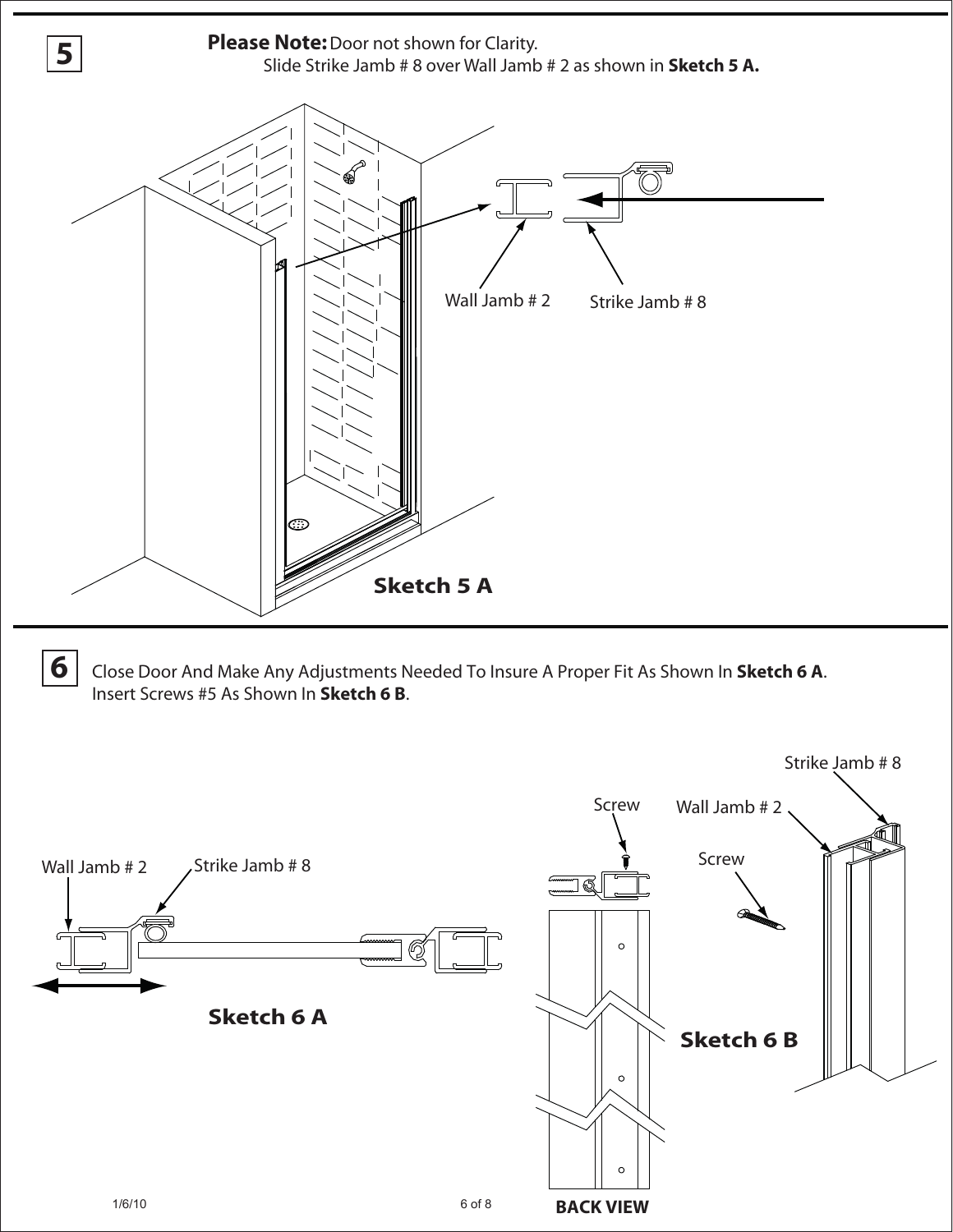**5**

**Please Note:** Door not shown for Clarity.
Slide Strike Jamb # 8 over Wall Jamb # 2 as shown in **Sketch 5 A.**

Wall Jamb # 2

Strike Jamb # 8

**Sketch 5 A**

**6**

Close Door And Make Any Adjustments Needed To Insure A Proper Fit As Shown In **Sketch 6 A**.
Insert Screws #5 As Shown In **Sketch 6 B**.

Wall Jamb # 2

Strike Jamb # 8

**Sketch 6 A**

Screw

Wall Jamb # 2

Strike Jamb # 8

Screw

**Sketch 6 B**

**BACK VIEW**

1/6/10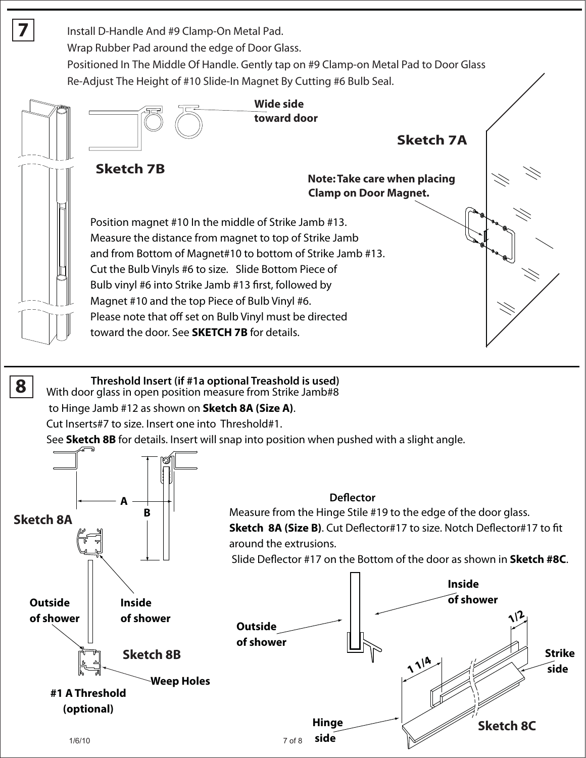## 7

Install D-Handle And #9 Clamp-On Metal Pad.
Wrap Rubber Pad around the edge of Door Glass.
Positioned In The Middle Of Handle. Gently tap on #9 Clamp-on Metal Pad to Door Glass
Re-Adjust The Height of #10 Slide-In Magnet By Cutting #6 Bulb Seal.

**Wide side toward door**

**Sketch 7A**

**Sketch 7B**

**Note: Take care when placing Clamp on Door Magnet.**

Position magnet #10 In the middle of Strike Jamb #13.
Measure the distance from magnet to top of Strike Jamb and from Bottom of Magnet#10 to bottom of Strike Jamb #13.
Cut the Bulb Vinyls #6 to size. Slide Bottom Piece of Bulb vinyl #6 into Strike Jamb #13 first, followed by Magnet #10 and the top Piece of Bulb Vinyl #6.
Please note that off set on Bulb Vinyl must be directed toward the door. See **SKETCH 7B** for details.

## 8

**Threshold Insert (if #1a optional Treashold is used)**

With door glass in open position measure from Strike Jamb#8 to Hinge Jamb #12 as shown on **Sketch 8A (Size A)**.
Cut Inserts#7 to size. Insert one into Threshold#1.
See **Sketch 8B** for details. Insert will snap into position when pushed with a slight angle.

A

B

**Sketch 8A**

**Outside of shower**

**Inside of shower**

**Sketch 8B**

**Weep Holes**

**#1 A Threshold (optional)**

**Deflector**

Measure from the Hinge Stile #19 to the edge of the door glass.
**Sketch 8A (Size B)**. Cut Deflector#17 to size. Notch Deflector#17 to fit around the extrusions.
Slide Deflector #17 on the Bottom of the door as shown in **Sketch #8C**.

**Inside of shower**

**Outside of shower**

**1/2**

**1 1/4**

**Strike side**

**Hinge side**

**Sketch 8C**

1/6/10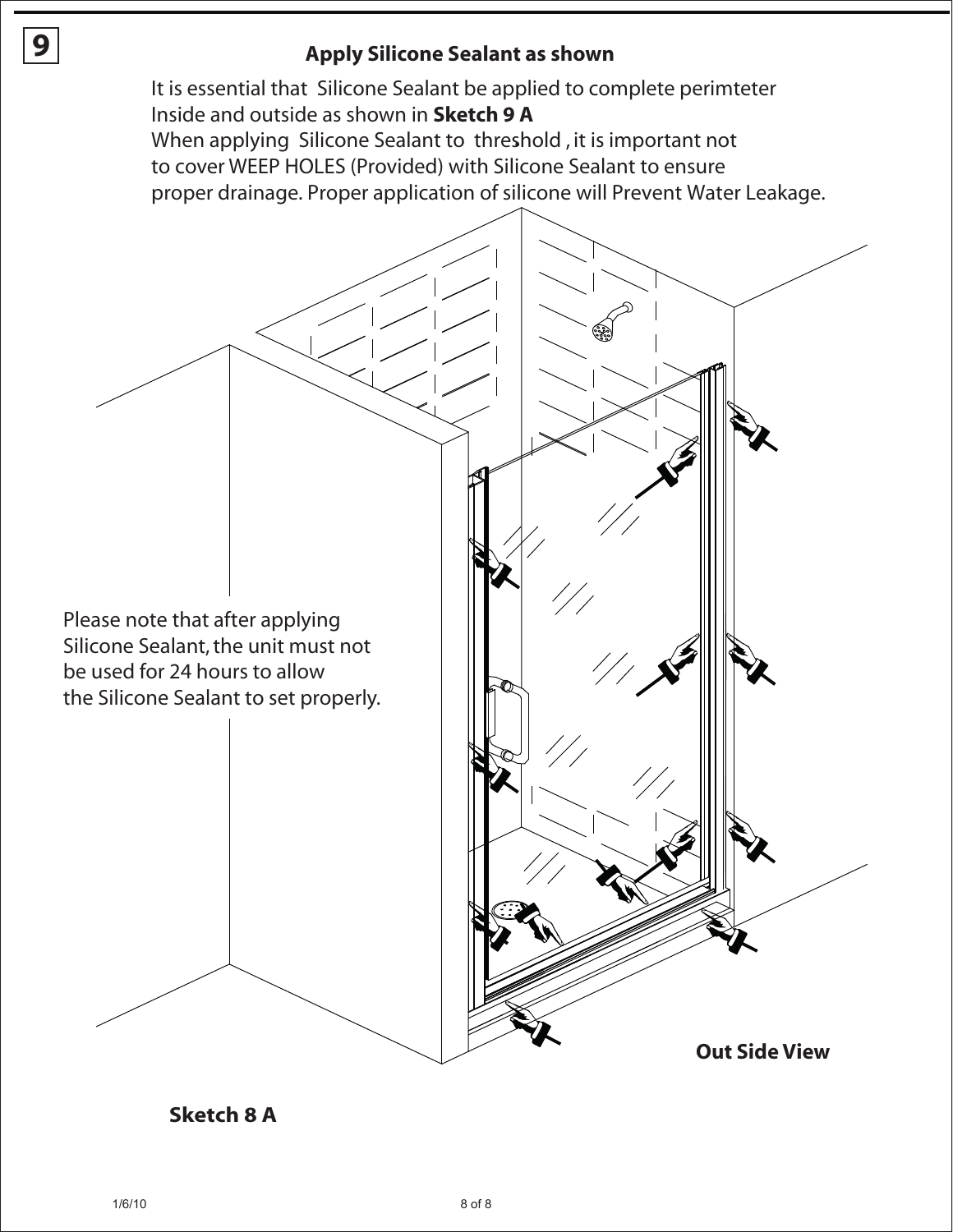**9**

**Apply Silicone Sealant as shown**

It is essential that Silicone Sealant be applied to complete perimteter Inside and outside as shown in **Sketch 9 A**
When applying Silicone Sealant to threshold , it is important not to cover WEEP HOLES (Provided) with Silicone Sealant to ensure proper drainage. Proper application of silicone will Prevent Water Leakage.

Please note that after applying Silicone Sealant, the unit must not be used for 24 hours to allow the Silicone Sealant to set properly.

**Out Side View**

**Sketch 8 A**

1/6/10